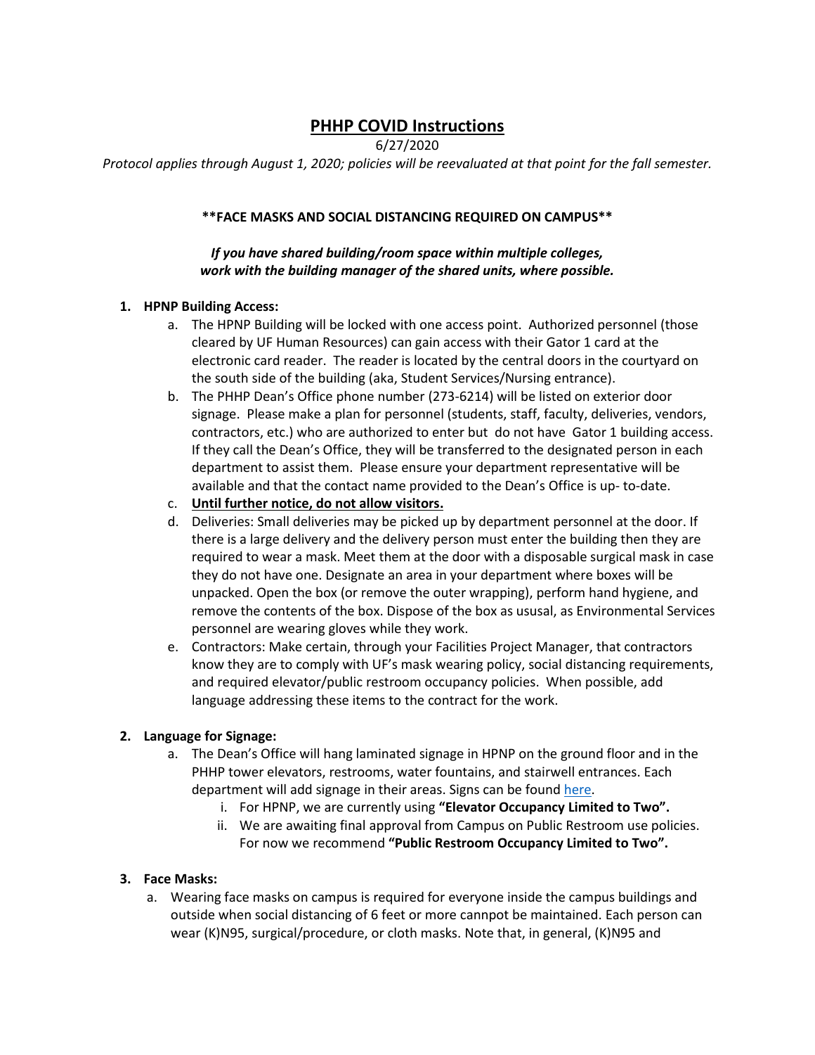# PHHP COVID Instructions

6/27/2020

*Protocol applies through August 1, 2020; policies will be reevaluated at that point for the fall semester.*

**\*\*FACE MASKS AND SOCIAL DISTANCING REQUIRED ON CAMPUS\*\***

***If you have shared building/room space within multiple colleges, work with the building manager of the shared units, where possible.***

1. **HPNP Building Access:**
    a. The HPNP Building will be locked with one access point. Authorized personnel (those cleared by UF Human Resources) can gain access with their Gator 1 card at the electronic card reader. The reader is located by the central doors in the courtyard on the south side of the building (aka, Student Services/Nursing entrance).
    b. The PHHP Dean's Office phone number (273-6214) will be listed on exterior door signage. Please make a plan for personnel (students, staff, faculty, deliveries, vendors, contractors, etc.) who are authorized to enter but do not have Gator 1 building access. If they call the Dean's Office, they will be transferred to the designated person in each department to assist them. Please ensure your department representative will be available and that the contact name provided to the Dean's Office is up- to-date.
    c. **Until further notice, do not allow visitors.**
    d. Deliveries: Small deliveries may be picked up by department personnel at the door. If there is a large delivery and the delivery person must enter the building then they are required to wear a mask. Meet them at the door with a disposable surgical mask in case they do not have one. Designate an area in your department where boxes will be unpacked. Open the box (or remove the outer wrapping), perform hand hygiene, and remove the contents of the box. Dispose of the box as ususal, as Environmental Services personnel are wearing gloves while they work.
    e. Contractors: Make certain, through your Facilities Project Manager, that contractors know they are to comply with UF's mask wearing policy, social distancing requirements, and required elevator/public restroom occupancy policies. When possible, add language addressing these items to the contract for the work.

2. **Language for Signage:**
    a. The Dean's Office will hang laminated signage in HPNP on the ground floor and in the PHHP tower elevators, restrooms, water fountains, and stairwell entrances. Each department will add signage in their areas. Signs can be found here.
        i. For HPNP, we are currently using **"Elevator Occupancy Limited to Two".**
        ii. We are awaiting final approval from Campus on Public Restroom use policies. For now we recommend **"Public Restroom Occupancy Limited to Two".**

3. **Face Masks:**
    a. Wearing face masks on campus is required for everyone inside the campus buildings and outside when social distancing of 6 feet or more cannpot be maintained. Each person can wear (K)N95, surgical/procedure, or cloth masks. Note that, in general, (K)N95 and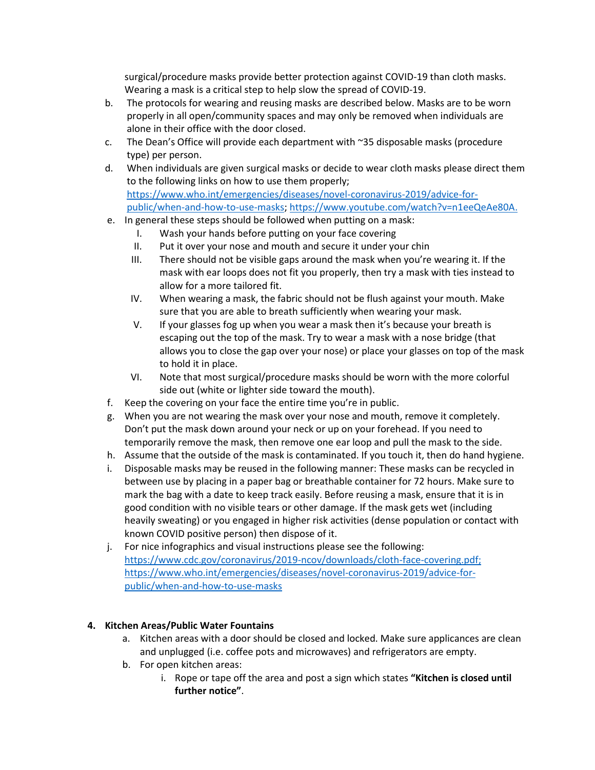surgical/procedure masks provide better protection against COVID-19 than cloth masks. Wearing a mask is a critical step to help slow the spread of COVID-19.

b. The protocols for wearing and reusing masks are described below. Masks are to be worn properly in all open/community spaces and may only be removed when individuals are alone in their office with the door closed.

c. The Dean's Office will provide each department with ~35 disposable masks (procedure type) per person.

d. When individuals are given surgical masks or decide to wear cloth masks please direct them to the following links on how to use them properly; [https://www.who.int/emergencies/diseases/novel-coronavirus-2019/advice-for-public/when-and-how-to-use-masks](https://www.who.int/emergencies/diseases/novel-coronavirus-2019/advice-for-public/when-and-how-to-use-masks); [https://www.youtube.com/watch?v=n1eeQeAe80A.](https://www.youtube.com/watch?v=n1eeQeAe80A)

e. In general these steps should be followed when putting on a mask:
   - I. Wash your hands before putting on your face covering
   - II. Put it over your nose and mouth and secure it under your chin
   - III. There should not be visible gaps around the mask when you're wearing it. If the mask with ear loops does not fit you properly, then try a mask with ties instead to allow for a more tailored fit.
   - IV. When wearing a mask, the fabric should not be flush against your mouth. Make sure that you are able to breath sufficiently when wearing your mask.
   - V. If your glasses fog up when you wear a mask then it's because your breath is escaping out the top of the mask. Try to wear a mask with a nose bridge (that allows you to close the gap over your nose) or place your glasses on top of the mask to hold it in place.
   - VI. Note that most surgical/procedure masks should be worn with the more colorful side out (white or lighter side toward the mouth).

f. Keep the covering on your face the entire time you're in public.

g. When you are not wearing the mask over your nose and mouth, remove it completely. Don't put the mask down around your neck or up on your forehead. If you need to temporarily remove the mask, then remove one ear loop and pull the mask to the side.

h. Assume that the outside of the mask is contaminated. If you touch it, then do hand hygiene.

i. Disposable masks may be reused in the following manner: These masks can be recycled in between use by placing in a paper bag or breathable container for 72 hours. Make sure to mark the bag with a date to keep track easily. Before reusing a mask, ensure that it is in good condition with no visible tears or other damage. If the mask gets wet (including heavily sweating) or you engaged in higher risk activities (dense population or contact with known COVID positive person) then dispose of it.

j. For nice infographics and visual instructions please see the following: [https://www.cdc.gov/coronavirus/2019-ncov/downloads/cloth-face-covering.pdf;](https://www.cdc.gov/coronavirus/2019-ncov/downloads/cloth-face-covering.pdf) [https://www.who.int/emergencies/diseases/novel-coronavirus-2019/advice-for-public/when-and-how-to-use-masks](https://www.who.int/emergencies/diseases/novel-coronavirus-2019/advice-for-public/when-and-how-to-use-masks)

**4. Kitchen Areas/Public Water Fountains**

a. Kitchen areas with a door should be closed and locked. Make sure applicances are clean and unplugged (i.e. coffee pots and microwaves) and refrigerators are empty.

b. For open kitchen areas:
   - i. Rope or tape off the area and post a sign which states **"Kitchen is closed until further notice"**.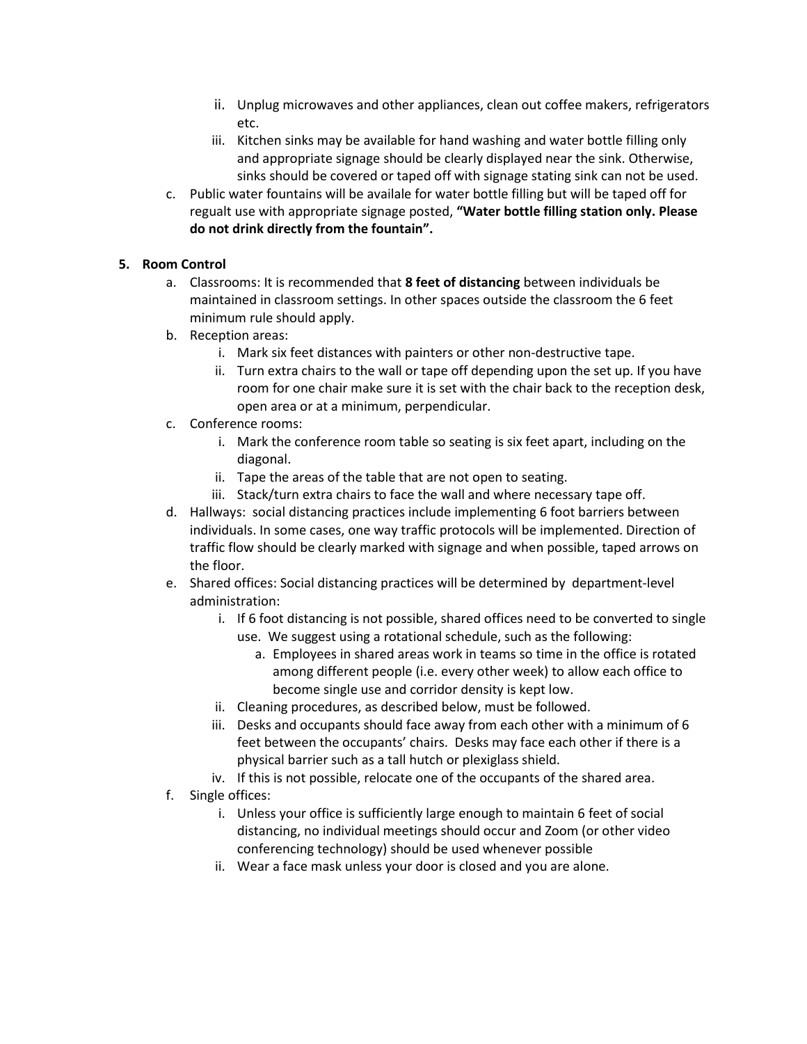ii. Unplug microwaves and other appliances, clean out coffee makers, refrigerators etc.
   iii. Kitchen sinks may be available for hand washing and water bottle filling only and appropriate signage should be clearly displayed near the sink. Otherwise, sinks should be covered or taped off with signage stating sink can not be used.

c. Public water fountains will be availale for water bottle filling but will be taped off for regualt use with appropriate signage posted, **"Water bottle filling station only. Please do not drink directly from the fountain".**

**5. Room Control**

a. Classrooms: It is recommended that **8 feet of distancing** between individuals be maintained in classroom settings. In other spaces outside the classroom the 6 feet minimum rule should apply.

b. Reception areas:
   i. Mark six feet distances with painters or other non-destructive tape.
   ii. Turn extra chairs to the wall or tape off depending upon the set up. If you have room for one chair make sure it is set with the chair back to the reception desk, open area or at a minimum, perpendicular.

c. Conference rooms:
   i. Mark the conference room table so seating is six feet apart, including on the diagonal.
   ii. Tape the areas of the table that are not open to seating.
   iii. Stack/turn extra chairs to face the wall and where necessary tape off.

d. Hallways: social distancing practices include implementing 6 foot barriers between individuals. In some cases, one way traffic protocols will be implemented. Direction of traffic flow should be clearly marked with signage and when possible, taped arrows on the floor.

e. Shared offices: Social distancing practices will be determined by department-level administration:
   i. If 6 foot distancing is not possible, shared offices need to be converted to single use. We suggest using a rotational schedule, such as the following:
      a. Employees in shared areas work in teams so time in the office is rotated among different people (i.e. every other week) to allow each office to become single use and corridor density is kept low.
   ii. Cleaning procedures, as described below, must be followed.
   iii. Desks and occupants should face away from each other with a minimum of 6 feet between the occupants' chairs. Desks may face each other if there is a physical barrier such as a tall hutch or plexiglass shield.
   iv. If this is not possible, relocate one of the occupants of the shared area.

f. Single offices:
   i. Unless your office is sufficiently large enough to maintain 6 feet of social distancing, no individual meetings should occur and Zoom (or other video conferencing technology) should be used whenever possible
   ii. Wear a face mask unless your door is closed and you are alone.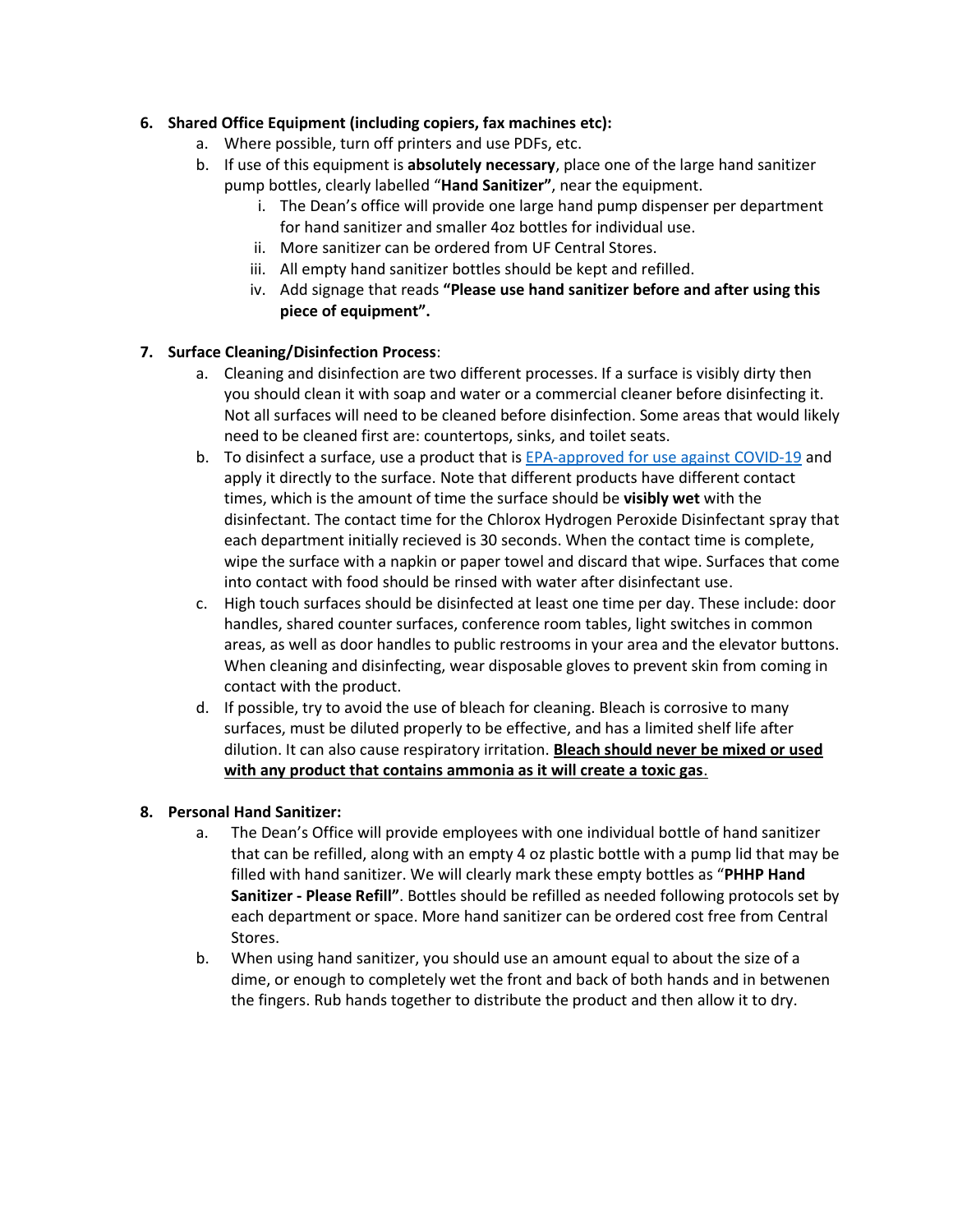6. **Shared Office Equipment (including copiers, fax machines etc):**
    a. Where possible, turn off printers and use PDFs, etc.
    b. If use of this equipment is **absolutely necessary**, place one of the large hand sanitizer pump bottles, clearly labelled "**Hand Sanitizer"**, near the equipment.
        i. The Dean's office will provide one large hand pump dispenser per department for hand sanitizer and smaller 4oz bottles for individual use.
        ii. More sanitizer can be ordered from UF Central Stores.
        iii. All empty hand sanitizer bottles should be kept and refilled.
        iv. Add signage that reads **"Please use hand sanitizer before and after using this piece of equipment".**

7. **Surface Cleaning/Disinfection Process**:
    a. Cleaning and disinfection are two different processes. If a surface is visibly dirty then you should clean it with soap and water or a commercial cleaner before disinfecting it. Not all surfaces will need to be cleaned before disinfection. Some areas that would likely need to be cleaned first are: countertops, sinks, and toilet seats.
    b. To disinfect a surface, use a product that is EPA-approved for use against COVID-19 and apply it directly to the surface. Note that different products have different contact times, which is the amount of time the surface should be **visibly wet** with the disinfectant. The contact time for the Chlorox Hydrogen Peroxide Disinfectant spray that each department initially recieved is 30 seconds. When the contact time is complete, wipe the surface with a napkin or paper towel and discard that wipe. Surfaces that come into contact with food should be rinsed with water after disinfectant use.
    c. High touch surfaces should be disinfected at least one time per day. These include: door handles, shared counter surfaces, conference room tables, light switches in common areas, as well as door handles to public restrooms in your area and the elevator buttons. When cleaning and disinfecting, wear disposable gloves to prevent skin from coming in contact with the product.
    d. If possible, try to avoid the use of bleach for cleaning. Bleach is corrosive to many surfaces, must be diluted properly to be effective, and has a limited shelf life after dilution. It can also cause respiratory irritation. **Bleach should never be mixed or used with any product that contains ammonia as it will create a toxic gas**.

8. **Personal Hand Sanitizer:**
    a. The Dean's Office will provide employees with one individual bottle of hand sanitizer that can be refilled, along with an empty 4 oz plastic bottle with a pump lid that may be filled with hand sanitizer. We will clearly mark these empty bottles as "**PHHP Hand Sanitizer - Please Refill"**. Bottles should be refilled as needed following protocols set by each department or space. More hand sanitizer can be ordered cost free from Central Stores.
    b. When using hand sanitizer, you should use an amount equal to about the size of a dime, or enough to completely wet the front and back of both hands and in betwenen the fingers. Rub hands together to distribute the product and then allow it to dry.